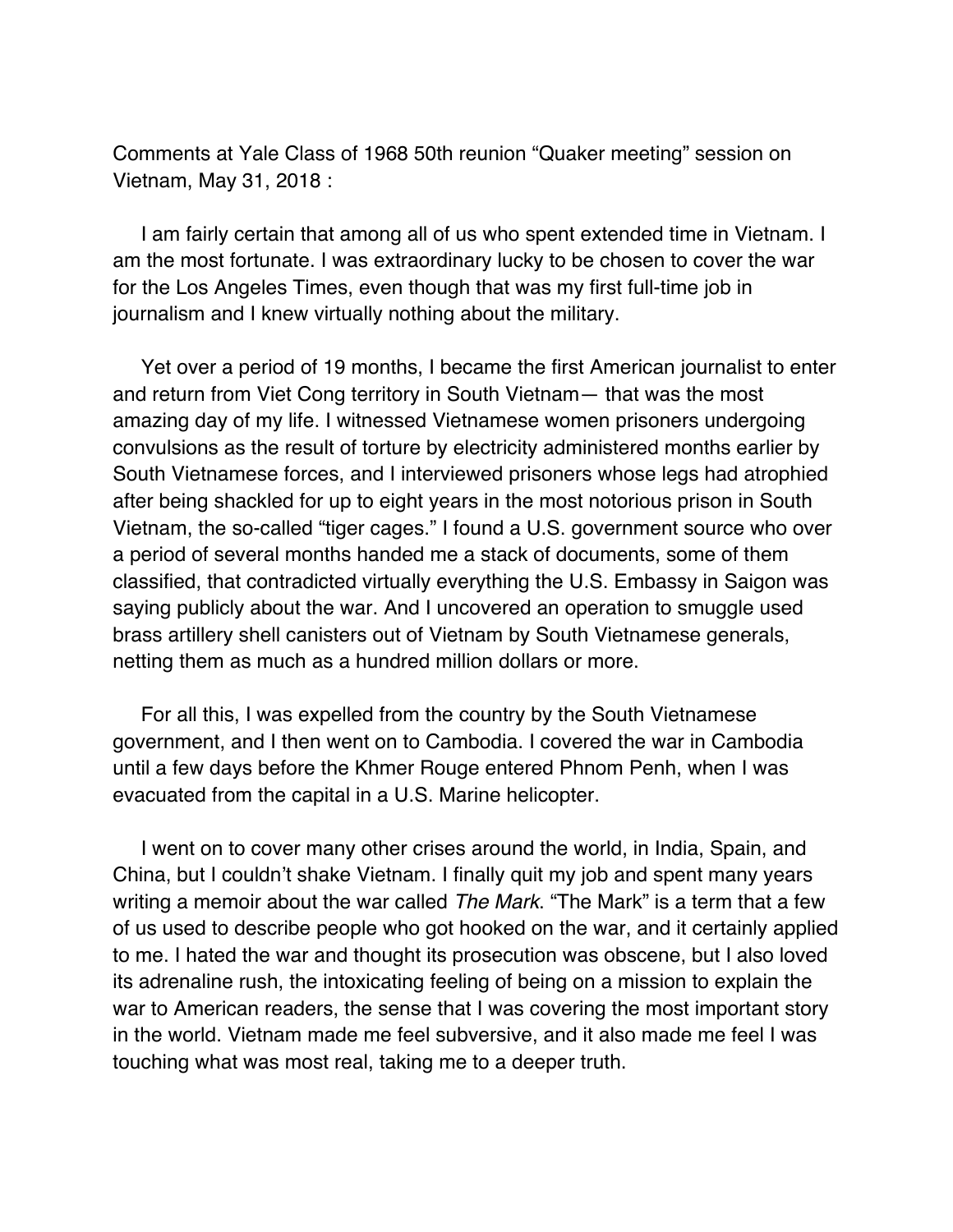Comments at Yale Class of 1968 50th reunion "Quaker meeting" session on Vietnam, May 31, 2018 :

I am fairly certain that among all of us who spent extended time in Vietnam. I am the most fortunate. I was extraordinary lucky to be chosen to cover the war for the Los Angeles Times, even though that was my first full-time job in journalism and I knew virtually nothing about the military.

Yet over a period of 19 months, I became the first American journalist to enter and return from Viet Cong territory in South Vietnam— that was the most amazing day of my life. I witnessed Vietnamese women prisoners undergoing convulsions as the result of torture by electricity administered months earlier by South Vietnamese forces, and I interviewed prisoners whose legs had atrophied after being shackled for up to eight years in the most notorious prison in South Vietnam, the so-called "tiger cages." I found a U.S. government source who over a period of several months handed me a stack of documents, some of them classified, that contradicted virtually everything the U.S. Embassy in Saigon was saying publicly about the war. And I uncovered an operation to smuggle used brass artillery shell canisters out of Vietnam by South Vietnamese generals, netting them as much as a hundred million dollars or more.

For all this, I was expelled from the country by the South Vietnamese government, and I then went on to Cambodia. I covered the war in Cambodia until a few days before the Khmer Rouge entered Phnom Penh, when I was evacuated from the capital in a U.S. Marine helicopter.

I went on to cover many other crises around the world, in India, Spain, and China, but I couldn't shake Vietnam. I finally quit my job and spent many years writing a memoir about the war called *The Mark*. "The Mark" is a term that a few of us used to describe people who got hooked on the war, and it certainly applied to me. I hated the war and thought its prosecution was obscene, but I also loved its adrenaline rush, the intoxicating feeling of being on a mission to explain the war to American readers, the sense that I was covering the most important story in the world. Vietnam made me feel subversive, and it also made me feel I was touching what was most real, taking me to a deeper truth.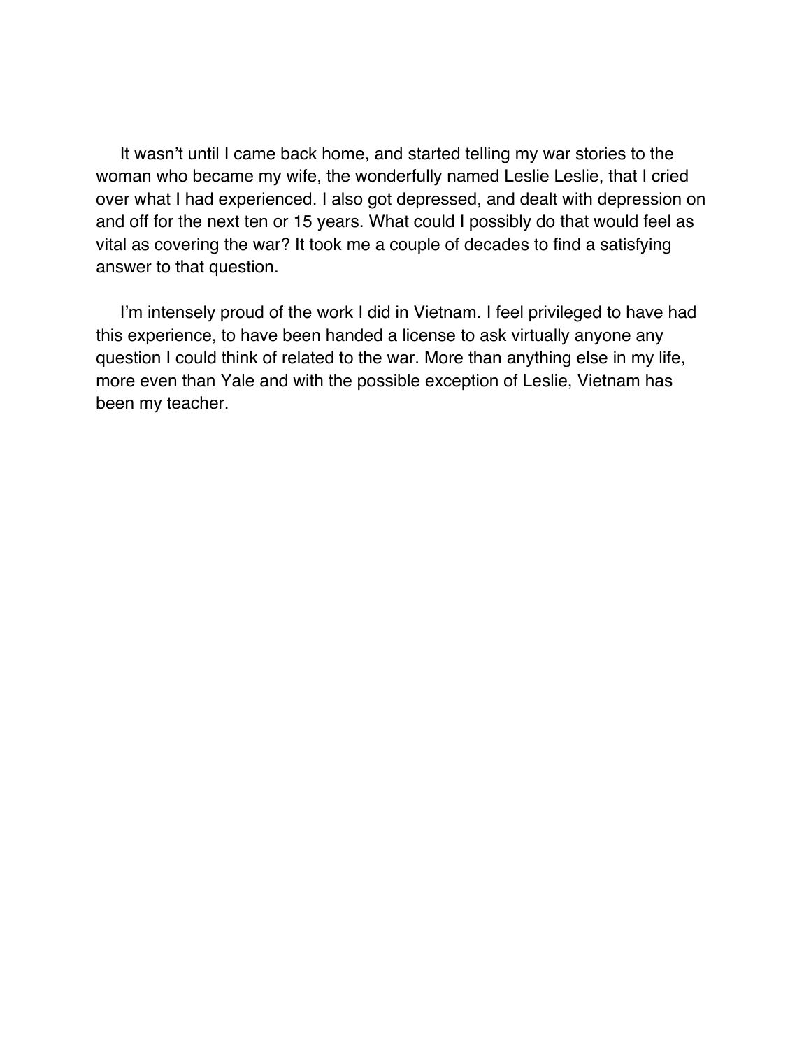It wasn't until I came back home, and started telling my war stories to the woman who became my wife, the wonderfully named Leslie Leslie, that I cried over what I had experienced. I also got depressed, and dealt with depression on and off for the next ten or 15 years. What could I possibly do that would feel as vital as covering the war? It took me a couple of decades to find a satisfying answer to that question.

I'm intensely proud of the work I did in Vietnam. I feel privileged to have had this experience, to have been handed a license to ask virtually anyone any question I could think of related to the war. More than anything else in my life, more even than Yale and with the possible exception of Leslie, Vietnam has been my teacher.